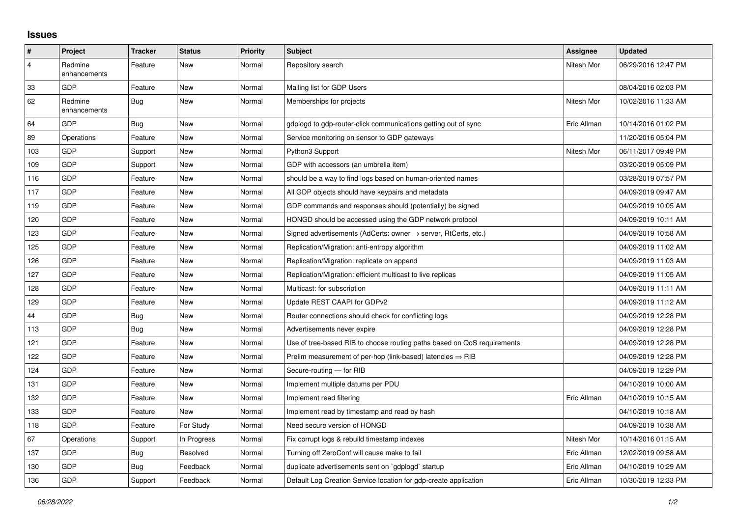## Issues

| # | Project | Tracker | Status | Priority | Subject | Assignee | Updated |
|---|---|---|---|---|---|---|---|
| 4 | Redmine enhancements | Feature | New | Normal | Repository search | Nitesh Mor | 06/29/2016 12:47 PM |
| 33 | GDP | Feature | New | Normal | Mailing list for GDP Users | | 08/04/2016 02:03 PM |
| 62 | Redmine enhancements | Bug | New | Normal | Memberships for projects | Nitesh Mor | 10/02/2016 11:33 AM |
| 64 | GDP | Bug | New | Normal | gdplogd to gdp-router-click communications getting out of sync | Eric Allman | 10/14/2016 01:02 PM |
| 89 | Operations | Feature | New | Normal | Service monitoring on sensor to GDP gateways | | 11/20/2016 05:04 PM |
| 103 | GDP | Support | New | Normal | Python3 Support | Nitesh Mor | 06/11/2017 09:49 PM |
| 109 | GDP | Support | New | Normal | GDP with accessors (an umbrella item) | | 03/20/2019 05:09 PM |
| 116 | GDP | Feature | New | Normal | should be a way to find logs based on human-oriented names | | 03/28/2019 07:57 PM |
| 117 | GDP | Feature | New | Normal | All GDP objects should have keypairs and metadata | | 04/09/2019 09:47 AM |
| 119 | GDP | Feature | New | Normal | GDP commands and responses should (potentially) be signed | | 04/09/2019 10:05 AM |
| 120 | GDP | Feature | New | Normal | HONGD should be accessed using the GDP network protocol | | 04/09/2019 10:11 AM |
| 123 | GDP | Feature | New | Normal | Signed advertisements (AdCerts: owner → server, RtCerts, etc.) | | 04/09/2019 10:58 AM |
| 125 | GDP | Feature | New | Normal | Replication/Migration: anti-entropy algorithm | | 04/09/2019 11:02 AM |
| 126 | GDP | Feature | New | Normal | Replication/Migration: replicate on append | | 04/09/2019 11:03 AM |
| 127 | GDP | Feature | New | Normal | Replication/Migration: efficient multicast to live replicas | | 04/09/2019 11:05 AM |
| 128 | GDP | Feature | New | Normal | Multicast: for subscription | | 04/09/2019 11:11 AM |
| 129 | GDP | Feature | New | Normal | Update REST CAAPI for GDPv2 | | 04/09/2019 11:12 AM |
| 44 | GDP | Bug | New | Normal | Router connections should check for conflicting logs | | 04/09/2019 12:28 PM |
| 113 | GDP | Bug | New | Normal | Advertisements never expire | | 04/09/2019 12:28 PM |
| 121 | GDP | Feature | New | Normal | Use of tree-based RIB to choose routing paths based on QoS requirements | | 04/09/2019 12:28 PM |
| 122 | GDP | Feature | New | Normal | Prelim measurement of per-hop (link-based) latencies ⇒ RIB | | 04/09/2019 12:28 PM |
| 124 | GDP | Feature | New | Normal | Secure-routing — for RIB | | 04/09/2019 12:29 PM |
| 131 | GDP | Feature | New | Normal | Implement multiple datums per PDU | | 04/10/2019 10:00 AM |
| 132 | GDP | Feature | New | Normal | Implement read filtering | Eric Allman | 04/10/2019 10:15 AM |
| 133 | GDP | Feature | New | Normal | Implement read by timestamp and read by hash | | 04/10/2019 10:18 AM |
| 118 | GDP | Feature | For Study | Normal | Need secure version of HONGD | | 04/09/2019 10:38 AM |
| 67 | Operations | Support | In Progress | Normal | Fix corrupt logs & rebuild timestamp indexes | Nitesh Mor | 10/14/2016 01:15 AM |
| 137 | GDP | Bug | Resolved | Normal | Turning off ZeroConf will cause make to fail | Eric Allman | 12/02/2019 09:58 AM |
| 130 | GDP | Bug | Feedback | Normal | duplicate advertisements sent on `gdplogd` startup | Eric Allman | 04/10/2019 10:29 AM |
| 136 | GDP | Support | Feedback | Normal | Default Log Creation Service location for gdp-create application | Eric Allman | 10/30/2019 12:33 PM |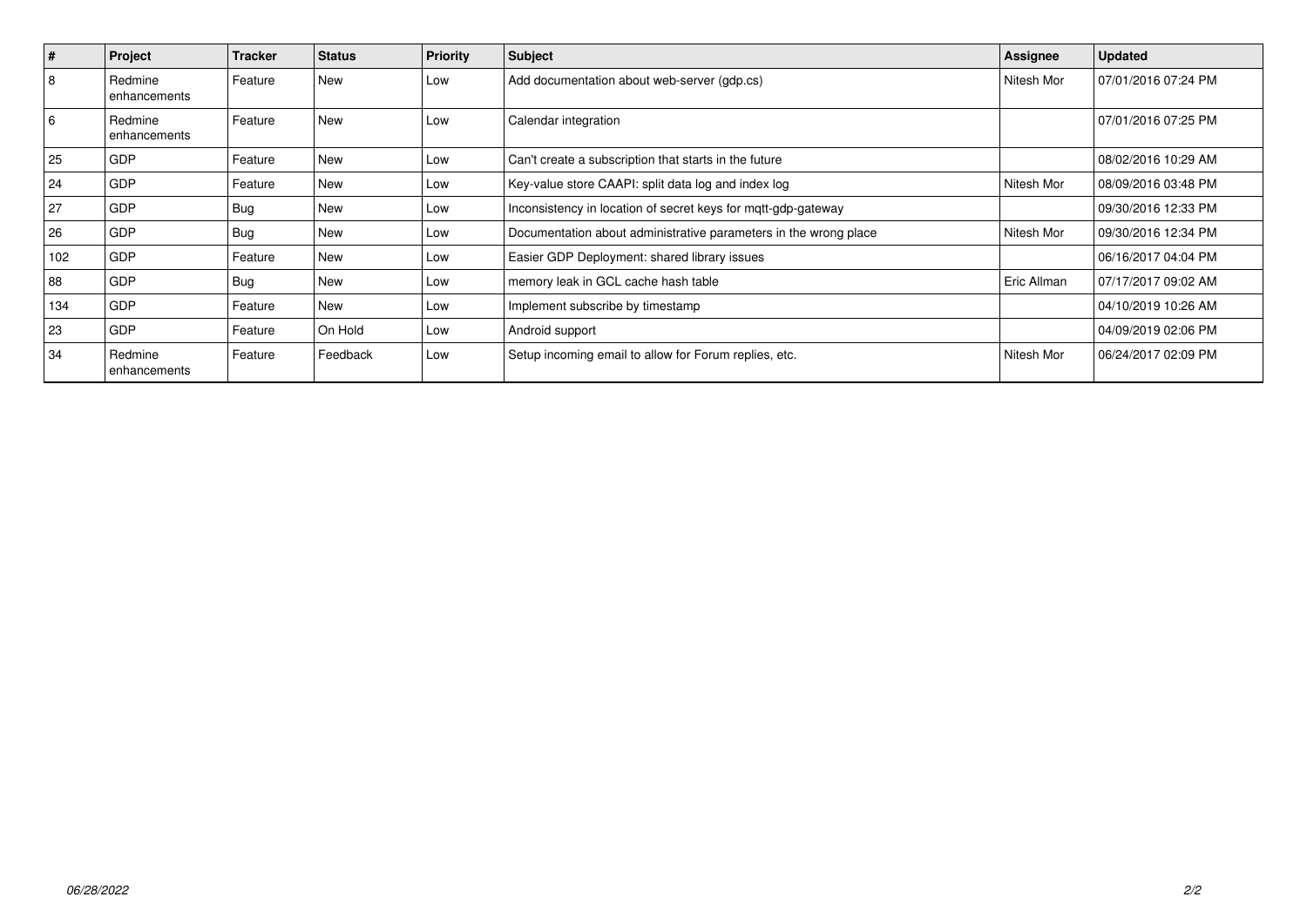| # | Project | Tracker | Status | Priority | Subject | Assignee | Updated |
|---|---|---|---|---|---|---|---|
| 8 | Redmine enhancements | Feature | New | Low | Add documentation about web-server (gdp.cs) | Nitesh Mor | 07/01/2016 07:24 PM |
| 6 | Redmine enhancements | Feature | New | Low | Calendar integration | | 07/01/2016 07:25 PM |
| 25 | GDP | Feature | New | Low | Can't create a subscription that starts in the future | | 08/02/2016 10:29 AM |
| 24 | GDP | Feature | New | Low | Key-value store CAAPI: split data log and index log | Nitesh Mor | 08/09/2016 03:48 PM |
| 27 | GDP | Bug | New | Low | Inconsistency in location of secret keys for mqtt-gdp-gateway | | 09/30/2016 12:33 PM |
| 26 | GDP | Bug | New | Low | Documentation about administrative parameters in the wrong place | Nitesh Mor | 09/30/2016 12:34 PM |
| 102 | GDP | Feature | New | Low | Easier GDP Deployment: shared library issues | | 06/16/2017 04:04 PM |
| 88 | GDP | Bug | New | Low | memory leak in GCL cache hash table | Eric Allman | 07/17/2017 09:02 AM |
| 134 | GDP | Feature | New | Low | Implement subscribe by timestamp | | 04/10/2019 10:26 AM |
| 23 | GDP | Feature | On Hold | Low | Android support | | 04/09/2019 02:06 PM |
| 34 | Redmine enhancements | Feature | Feedback | Low | Setup incoming email to allow for Forum replies, etc. | Nitesh Mor | 06/24/2017 02:09 PM |

*06/28/2022*